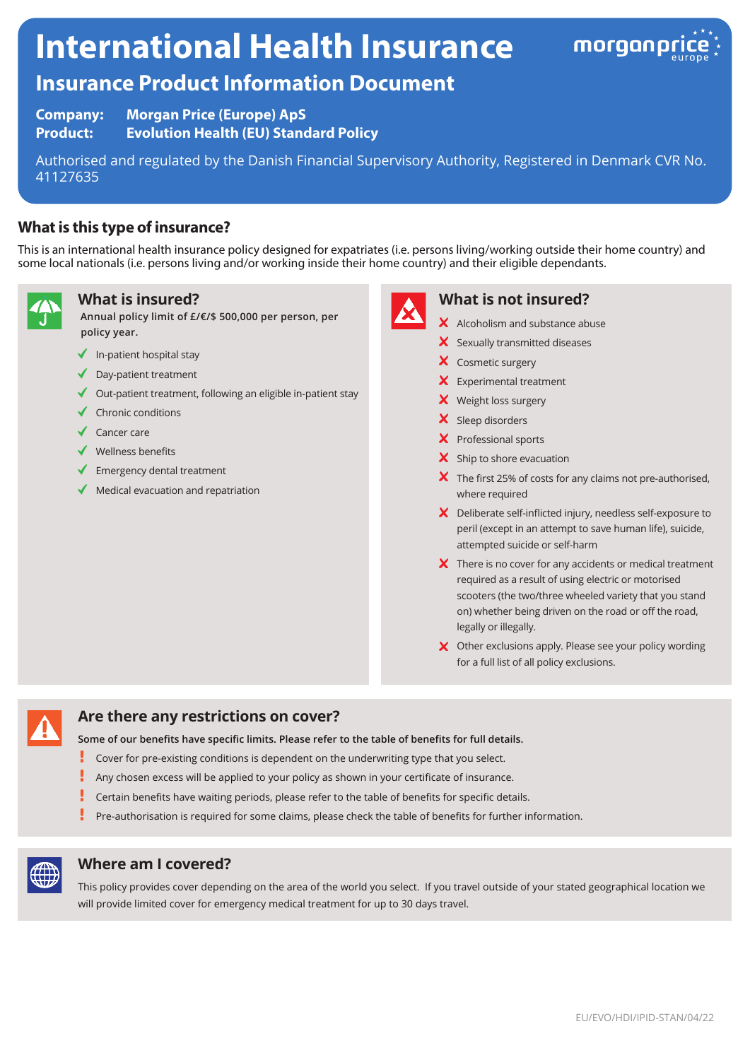# International Health Insurance

## Insurance Product Information Document

**Company:** Morgan Price (Europe) ApS
**Product:** Evolution Health (EU) Standard Policy

Authorised and regulated by the Danish Financial Supervisory Authority, Registered in Denmark CVR No. 41127635

## What is this type of insurance?

This is an international health insurance policy designed for expatriates (i.e. persons living/working outside their home country) and some local nationals (i.e. persons living and/or working inside their home country) and their eligible dependants.

### What is insured?

**Annual policy limit of £/€/$ 500,000 per person, per policy year.**

- ✓ In-patient hospital stay
- ✓ Day-patient treatment
- ✓ Out-patient treatment, following an eligible in-patient stay
- ✓ Chronic conditions
- ✓ Cancer care
- ✓ Wellness benefits
- ✓ Emergency dental treatment
- ✓ Medical evacuation and repatriation

### What is not insured?

- ✗ Alcoholism and substance abuse
- ✗ Sexually transmitted diseases
- ✗ Cosmetic surgery
- ✗ Experimental treatment
- ✗ Weight loss surgery
- ✗ Sleep disorders
- ✗ Professional sports
- ✗ Ship to shore evacuation
- ✗ The first 25% of costs for any claims not pre-authorised, where required
- ✗ Deliberate self-inflicted injury, needless self-exposure to peril (except in an attempt to save human life), suicide, attempted suicide or self-harm
- ✗ There is no cover for any accidents or medical treatment required as a result of using electric or motorised scooters (the two/three wheeled variety that you stand on) whether being driven on the road or off the road, legally or illegally.
- ✗ Other exclusions apply. Please see your policy wording for a full list of all policy exclusions.

### Are there any restrictions on cover?

**Some of our benefits have specific limits. Please refer to the table of benefits for full details.**

- ! Cover for pre-existing conditions is dependent on the underwriting type that you select.
- ! Any chosen excess will be applied to your policy as shown in your certificate of insurance.
- ! Certain benefits have waiting periods, please refer to the table of benefits for specific details.
- ! Pre-authorisation is required for some claims, please check the table of benefits for further information.

### Where am I covered?

This policy provides cover depending on the area of the world you select. If you travel outside of your stated geographical location we will provide limited cover for emergency medical treatment for up to 30 days travel.

EU/EVO/HDI/IPID-STAN/04/22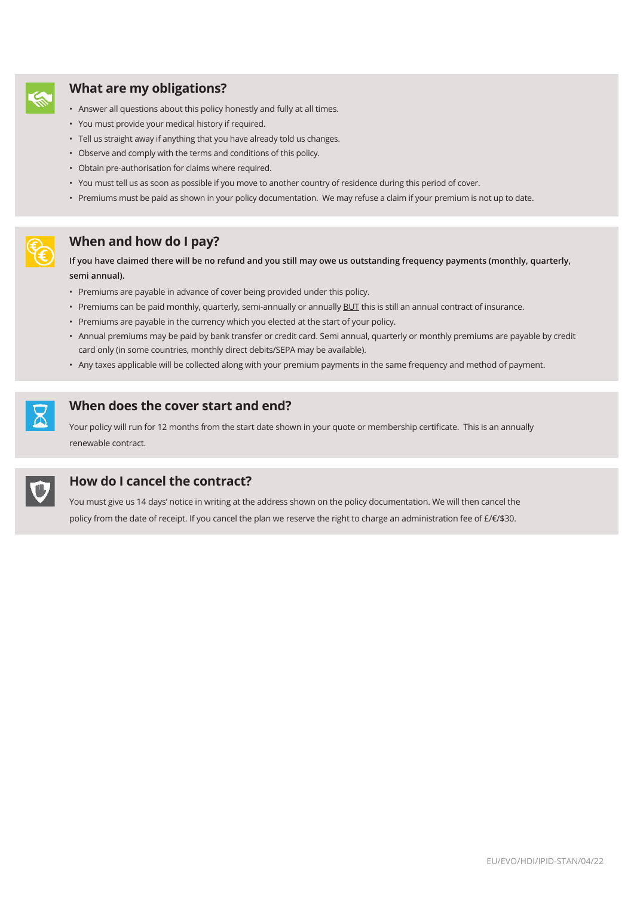## What are my obligations?

- Answer all questions about this policy honestly and fully at all times.
- You must provide your medical history if required.
- Tell us straight away if anything that you have already told us changes.
- Observe and comply with the terms and conditions of this policy.
- Obtain pre-authorisation for claims where required.
- You must tell us as soon as possible if you move to another country of residence during this period of cover.
- Premiums must be paid as shown in your policy documentation. We may refuse a claim if your premium is not up to date.

## When and how do I pay?

**If you have claimed there will be no refund and you still may owe us outstanding frequency payments (monthly, quarterly, semi annual).**

- Premiums are payable in advance of cover being provided under this policy.
- Premiums can be paid monthly, quarterly, semi-annually or annually BUT this is still an annual contract of insurance.
- Premiums are payable in the currency which you elected at the start of your policy.
- Annual premiums may be paid by bank transfer or credit card. Semi annual, quarterly or monthly premiums are payable by credit card only (in some countries, monthly direct debits/SEPA may be available).
- Any taxes applicable will be collected along with your premium payments in the same frequency and method of payment.

## When does the cover start and end?

Your policy will run for 12 months from the start date shown in your quote or membership certificate. This is an annually renewable contract.

## How do I cancel the contract?

You must give us 14 days' notice in writing at the address shown on the policy documentation. We will then cancel the policy from the date of receipt. If you cancel the plan we reserve the right to charge an administration fee of £/€/$30.

EU/EVO/HDI/IPID-STAN/04/22